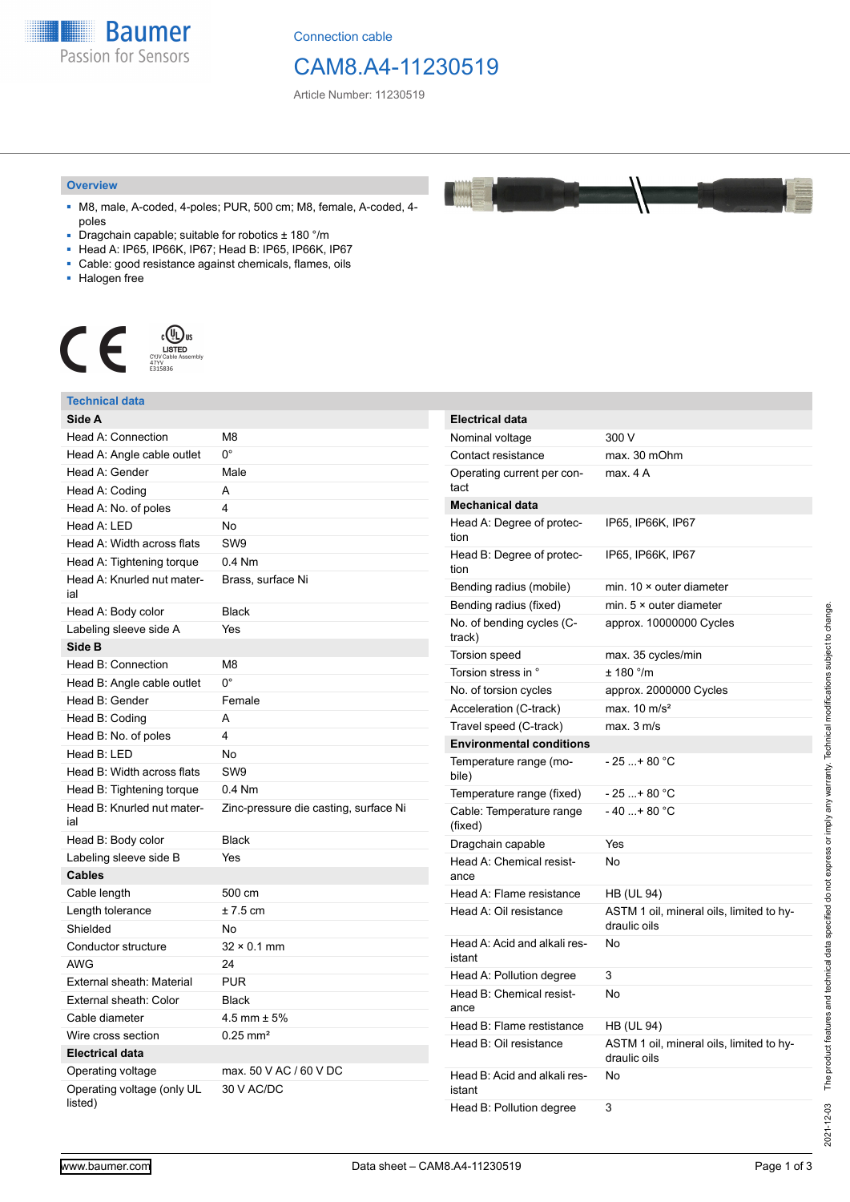Connection cable

# CAM8.A4-11230519

Article Number: 11230519

## Overview

- M8, male, A-coded, 4-poles; PUR, 500 cm; M8, female, A-coded, 4-poles
- Dragchain capable; suitable for robotics ± 180 °/m
- Head A: IP65, IP66K, IP67; Head B: IP65, IP66K, IP67
- Cable: good resistance against chemicals, flames, oils
- Halogen free

## Technical data

| Side A | |
|---|---|
| Head A: Connection | M8 |
| Head A: Angle cable outlet | 0° |
| Head A: Gender | Male |
| Head A: Coding | A |
| Head A: No. of poles | 4 |
| Head A: LED | No |
| Head A: Width across flats | SW9 |
| Head A: Tightening torque | 0.4 Nm |
| Head A: Knurled nut material | Brass, surface Ni |
| Head A: Body color | Black |
| Labeling sleeve side A | Yes |
| **Side B** | |
| Head B: Connection | M8 |
| Head B: Angle cable outlet | 0° |
| Head B: Gender | Female |
| Head B: Coding | A |
| Head B: No. of poles | 4 |
| Head B: LED | No |
| Head B: Width across flats | SW9 |
| Head B: Tightening torque | 0.4 Nm |
| Head B: Knurled nut material | Zinc-pressure die casting, surface Ni |
| Head B: Body color | Black |
| Labeling sleeve side B | Yes |
| **Cables** | |
| Cable length | 500 cm |
| Length tolerance | ± 7.5 cm |
| Shielded | No |
| Conductor structure | 32 × 0.1 mm |
| AWG | 24 |
| External sheath: Material | PUR |
| External sheath: Color | Black |
| Cable diameter | 4.5 mm ± 5% |
| Wire cross section | 0.25 mm² |
| **Electrical data** | |
| Operating voltage | max. 50 V AC / 60 V DC |
| Operating voltage (only UL listed) | 30 V AC/DC |

| Electrical data | |
|---|---|
| Nominal voltage | 300 V |
| Contact resistance | max. 30 mOhm |
| Operating current per contact | max. 4 A |
| **Mechanical data** | |
| Head A: Degree of protection | IP65, IP66K, IP67 |
| Head B: Degree of protection | IP65, IP66K, IP67 |
| Bending radius (mobile) | min. 10 × outer diameter |
| Bending radius (fixed) | min. 5 × outer diameter |
| No. of bending cycles (C-track) | approx. 10000000 Cycles |
| Torsion speed | max. 35 cycles/min |
| Torsion stress in ° | ± 180 °/m |
| No. of torsion cycles | approx. 2000000 Cycles |
| Acceleration (C-track) | max. 10 m/s² |
| Travel speed (C-track) | max. 3 m/s |
| **Environmental conditions** | |
| Temperature range (mobile) | - 25 ...+ 80 °C |
| Temperature range (fixed) | - 25 ...+ 80 °C |
| Cable: Temperature range (fixed) | - 40 ...+ 80 °C |
| Dragchain capable | Yes |
| Head A: Chemical resistance | No |
| Head A: Flame resistance | HB (UL 94) |
| Head A: Oil resistance | ASTM 1 oil, mineral oils, limited to hydraulic oils |
| Head A: Acid and alkali resistant | No |
| Head A: Pollution degree | 3 |
| Head B: Chemical resistance | No |
| Head B: Flame resistance | HB (UL 94) |
| Head B: Oil resistance | ASTM 1 oil, mineral oils, limited to hydraulic oils |
| Head B: Acid and alkali resistant | No |
| Head B: Pollution degree | 3 |

2021-12-03 The product features and technical data specified do not express or imply any warranty. Technical modifications subject to change.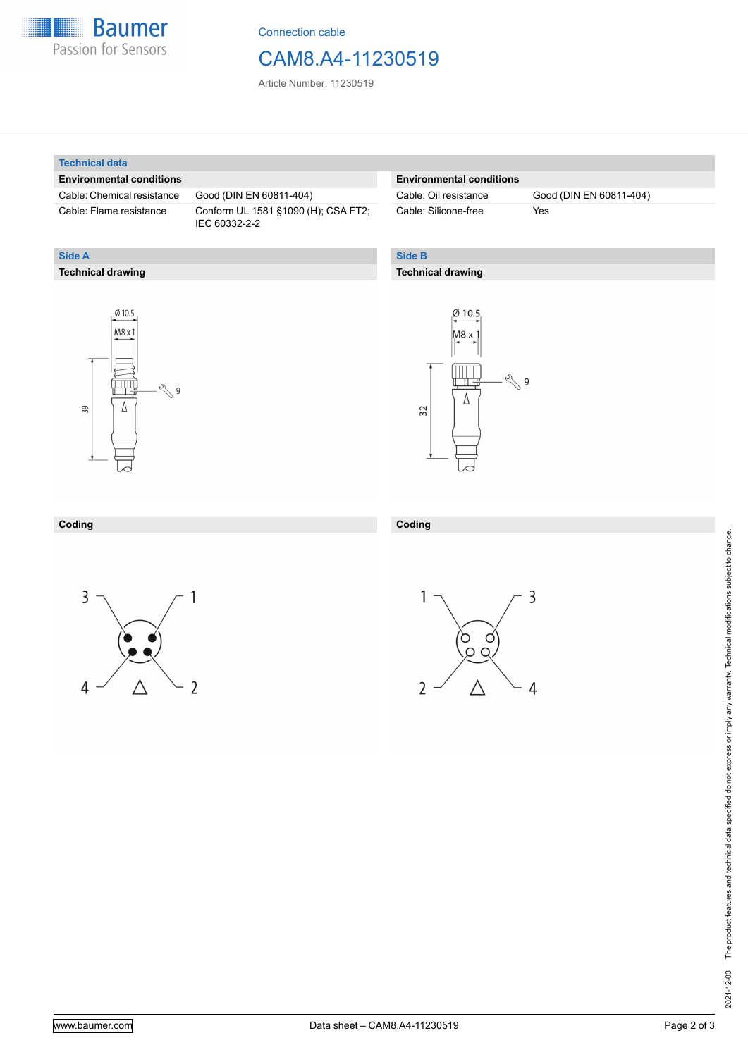## Technical data

### Environmental conditions

| Environmental conditions | |
|---|---|
| Cable: Chemical resistance | Good (DIN EN 60811-404) |
| Cable: Flame resistance | Conform UL 1581 §1090 (H); CSA FT2; IEC 60332-2-2 |
| Cable: Oil resistance | Good (DIN EN 60811-404) |
| Cable: Silicone-free | Yes |

## Side A

### Technical drawing

Ø 10.5

M8 x 1

39

9

### Coding

3, 1, 4, 2

## Side B

### Technical drawing

Ø 10.5

M8 x 1

32

9

### Coding

1, 3, 2, 4

2021-12-03 The product features and technical data specified do not express or imply any warranty. Technical modifications subject to change.

www.baumer.com

Data sheet – CAM8.A4-11230519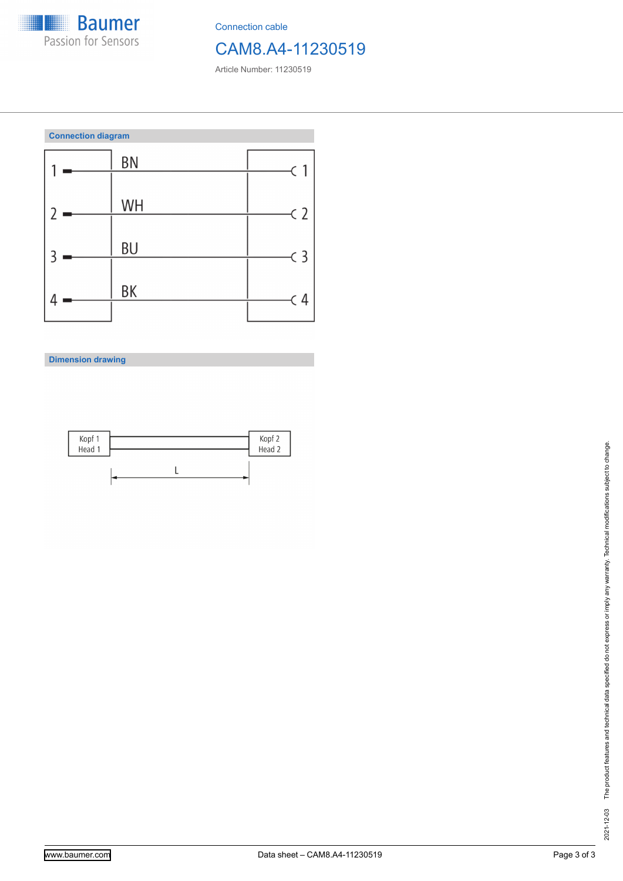Connection cable

# CAM8.A4-11230519

Article Number: 11230519

## Connection diagram

1 BN 1
2 WH 2
3 BU 3
4 BK 4

## Dimension drawing

Kopf 1
Head 1

Kopf 2
Head 2

L

The product features and technical data specified do not express or imply any warranty. Technical modifications subject to change.

2021-12-03